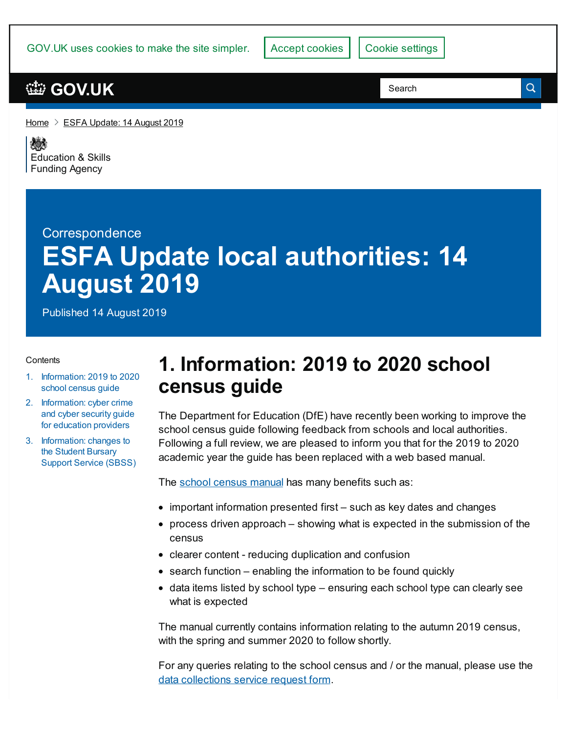GOV.UK uses cookies to make the site simpler. Accept cookies Cookie settings

GOV.UK

Home > ESFA Update: 14 August 2019

Education & Skills
Funding Agency

Correspondence

# ESFA Update local authorities: 14 August 2019

Published 14 August 2019

Contents

1. Information: 2019 to 2020 school census guide
2. Information: cyber crime and cyber security guide for education providers
3. Information: changes to the Student Bursary Support Service (SBSS)

## 1. Information: 2019 to 2020 school census guide

The Department for Education (DfE) have recently been working to improve the school census guide following feedback from schools and local authorities. Following a full review, we are pleased to inform you that for the 2019 to 2020 academic year the guide has been replaced with a web based manual.

The school census manual has many benefits such as:

- important information presented first – such as key dates and changes
- process driven approach – showing what is expected in the submission of the census
- clearer content - reducing duplication and confusion
- search function – enabling the information to be found quickly
- data items listed by school type – ensuring each school type can clearly see what is expected

The manual currently contains information relating to the autumn 2019 census, with the spring and summer 2020 to follow shortly.

For any queries relating to the school census and / or the manual, please use the data collections service request form.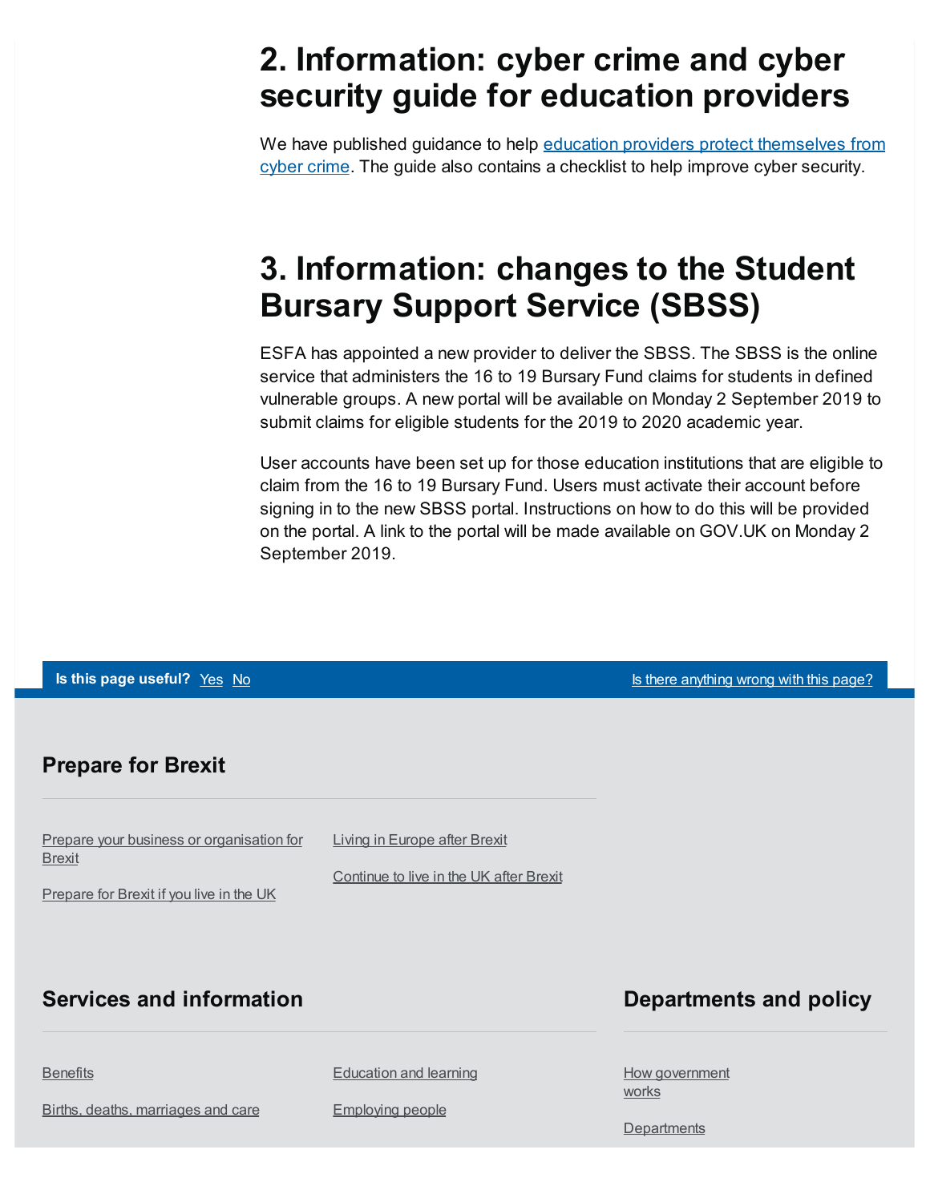## 2. Information: cyber crime and cyber security guide for education providers

We have published guidance to help education providers protect themselves from cyber crime. The guide also contains a checklist to help improve cyber security.

## 3. Information: changes to the Student Bursary Support Service (SBSS)

ESFA has appointed a new provider to deliver the SBSS. The SBSS is the online service that administers the 16 to 19 Bursary Fund claims for students in defined vulnerable groups. A new portal will be available on Monday 2 September 2019 to submit claims for eligible students for the 2019 to 2020 academic year.

User accounts have been set up for those education institutions that are eligible to claim from the 16 to 19 Bursary Fund. Users must activate their account before signing in to the new SBSS portal. Instructions on how to do this will be provided on the portal. A link to the portal will be made available on GOV.UK on Monday 2 September 2019.

**Is this page useful?** Yes No

Is there anything wrong with this page?

### Prepare for Brexit

- Prepare your business or organisation for Brexit
- Prepare for Brexit if you live in the UK
- Living in Europe after Brexit
- Continue to live in the UK after Brexit

### Services and information

- Benefits
- Births, deaths, marriages and care
- Education and learning
- Employing people

### Departments and policy

- How government works
- Departments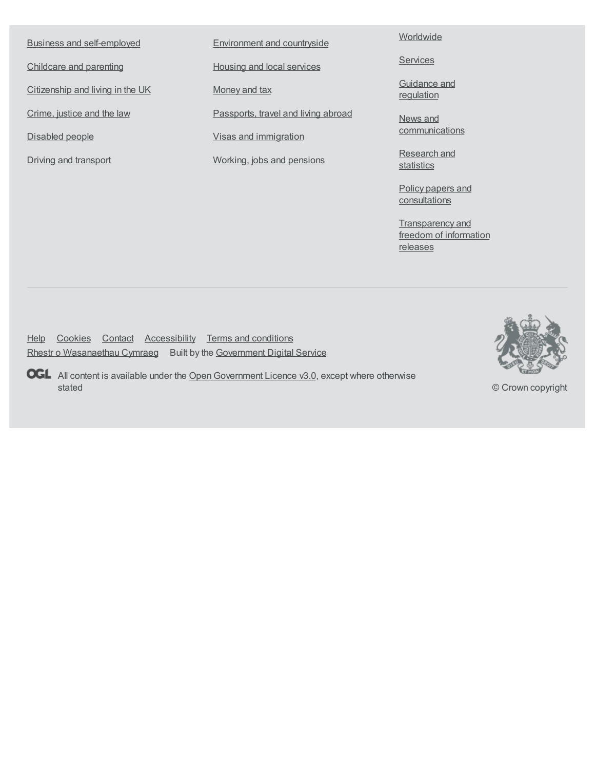Business and self-employed

Childcare and parenting

Citizenship and living in the UK

Crime, justice and the law

Disabled people

Driving and transport

Environment and countryside

Housing and local services

Money and tax

Passports, travel and living abroad

Visas and immigration

Working, jobs and pensions

Worldwide

Services

Guidance and regulation

News and communications

Research and statistics

Policy papers and consultations

Transparency and freedom of information releases

---

Help Cookies Contact Accessibility Terms and conditions

Rhestr o Wasanaethau Cymraeg Built by the Government Digital Service

OGL All content is available under the Open Government Licence v3.0, except where otherwise stated

© Crown copyright